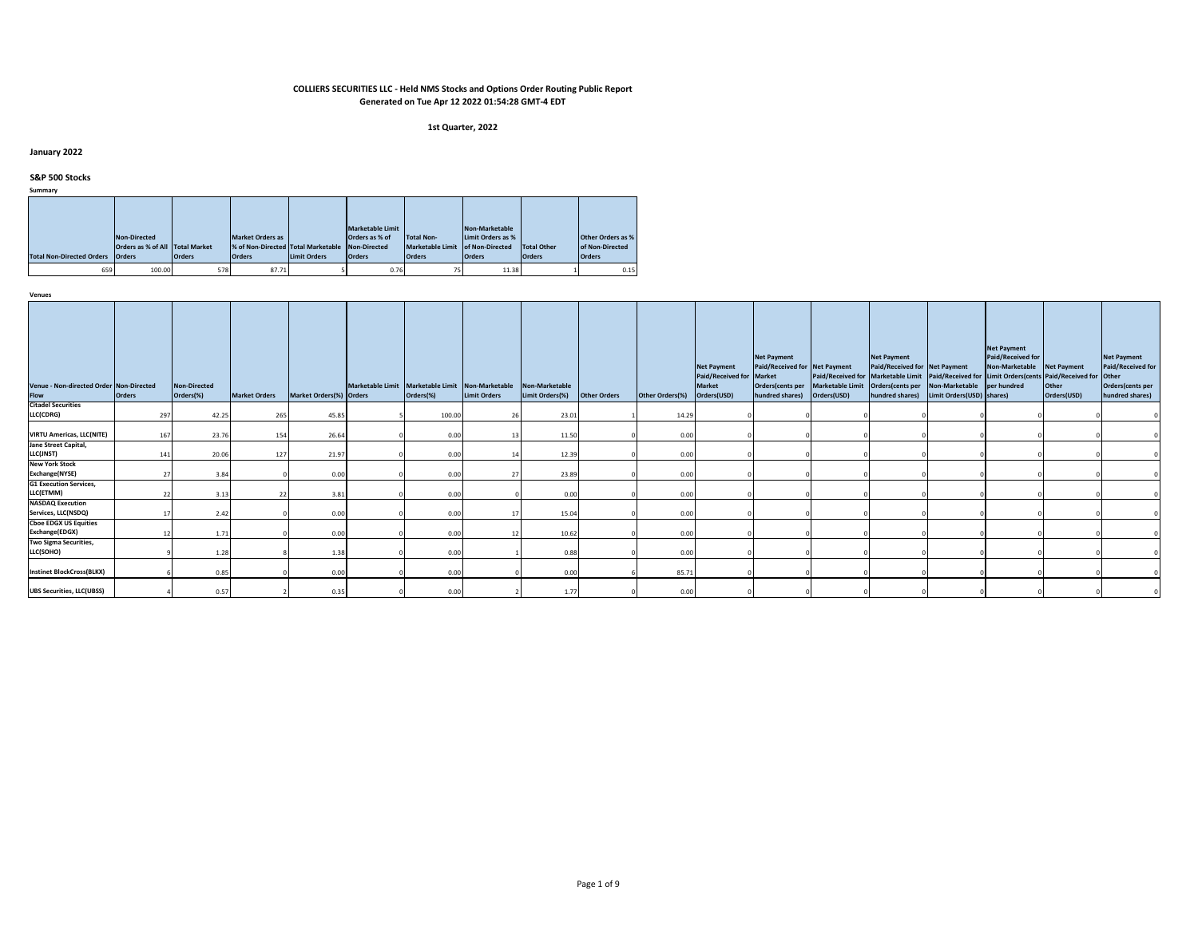**COLLIERS SECURITIES LLC - Held NMS Stocks and Options Order Routing Public Report**
**Generated on Tue Apr 12 2022 01:54:28 GMT-4 EDT**

**1st Quarter, 2022**

## January 2022

### S&P 500 Stocks

**Summary**

| Total Non-Directed Orders | Non-Directed Orders as % of All Orders | Total Market Orders | Market Orders as % of Non-Directed Orders | Total Marketable Limit Orders | Marketable Limit Orders as % of Non-Directed Orders | Total Non-Marketable Limit Orders | Non-Marketable Limit Orders as % of Non-Directed Orders | Total Other Orders | Other Orders as % of Non-Directed Orders |
|---|---|---|---|---|---|---|---|---|---|
| 659 | 100.00 | 578 | 87.71 | 5 | 0.76 | 75 | 11.38 | 1 | 0.15 |

**Venues**

| Venue - Non-directed Order Flow | Non-Directed Orders | Non-Directed Orders(%) | Market Orders | Market Orders(%) | Marketable Limit Orders | Marketable Limit Orders(%) | Non-Marketable Limit Orders | Non-Marketable Limit Orders(%) | Other Orders | Other Orders(%) | Net Payment Paid/Received for Market Orders(USD) | Net Payment Paid/Received for Market Orders(cents per hundred shares) | Net Payment Paid/Received for Marketable Limit Orders(USD) | Net Payment Paid/Received for Marketable Limit Orders(cents per hundred shares) | Net Payment Paid/Received for Non-Marketable Limit Orders(USD) | Net Payment Paid/Received for Non-Marketable Limit Orders(cents per hundred shares) | Net Payment Paid/Received for Other Orders(USD) | Net Payment Paid/Received for Other Orders(cents per hundred shares) |
|---|---|---|---|---|---|---|---|---|---|---|---|---|---|---|---|---|---|---|
| Citadel Securities LLC(CDRG) | 297 | 42.25 | 265 | 45.85 | 5 | 100.00 | 26 | 23.01 | 1 | 14.29 | 0 | 0 | 0 | 0 | 0 | 0 | 0 | 0 |
| VIRTU Americas, LLC(NITE) | 167 | 23.76 | 154 | 26.64 | 0 | 0.00 | 13 | 11.50 | 0 | 0.00 | 0 | 0 | 0 | 0 | 0 | 0 | 0 | 0 |
| Jane Street Capital, LLC(JNST) | 141 | 20.06 | 127 | 21.97 | 0 | 0.00 | 14 | 12.39 | 0 | 0.00 | 0 | 0 | 0 | 0 | 0 | 0 | 0 | 0 |
| New York Stock Exchange(NYSE) | 27 | 3.84 | 0 | 0.00 | 0 | 0.00 | 27 | 23.89 | 0 | 0.00 | 0 | 0 | 0 | 0 | 0 | 0 | 0 | 0 |
| G1 Execution Services, LLC(ETMM) | 22 | 3.13 | 22 | 3.81 | 0 | 0.00 | 0 | 0.00 | 0 | 0.00 | 0 | 0 | 0 | 0 | 0 | 0 | 0 | 0 |
| NASDAQ Execution Services, LLC(NSDQ) | 17 | 2.42 | 0 | 0.00 | 0 | 0.00 | 17 | 15.04 | 0 | 0.00 | 0 | 0 | 0 | 0 | 0 | 0 | 0 | 0 |
| Cboe EDGX US Equities Exchange(EDGX) | 12 | 1.71 | 0 | 0.00 | 0 | 0.00 | 12 | 10.62 | 0 | 0.00 | 0 | 0 | 0 | 0 | 0 | 0 | 0 | 0 |
| Two Sigma Securities, LLC(SOHO) | 9 | 1.28 | 8 | 1.38 | 0 | 0.00 | 1 | 0.88 | 0 | 0.00 | 0 | 0 | 0 | 0 | 0 | 0 | 0 | 0 |
| Instinet BlockCross(BLKX) | 6 | 0.85 | 0 | 0.00 | 0 | 0.00 | 0 | 0.00 | 6 | 85.71 | 0 | 0 | 0 | 0 | 0 | 0 | 0 | 0 |
| UBS Securities, LLC(UBSS) | 4 | 0.57 | 2 | 0.35 | 0 | 0.00 | 2 | 1.77 | 0 | 0.00 | 0 | 0 | 0 | 0 | 0 | 0 | 0 | 0 |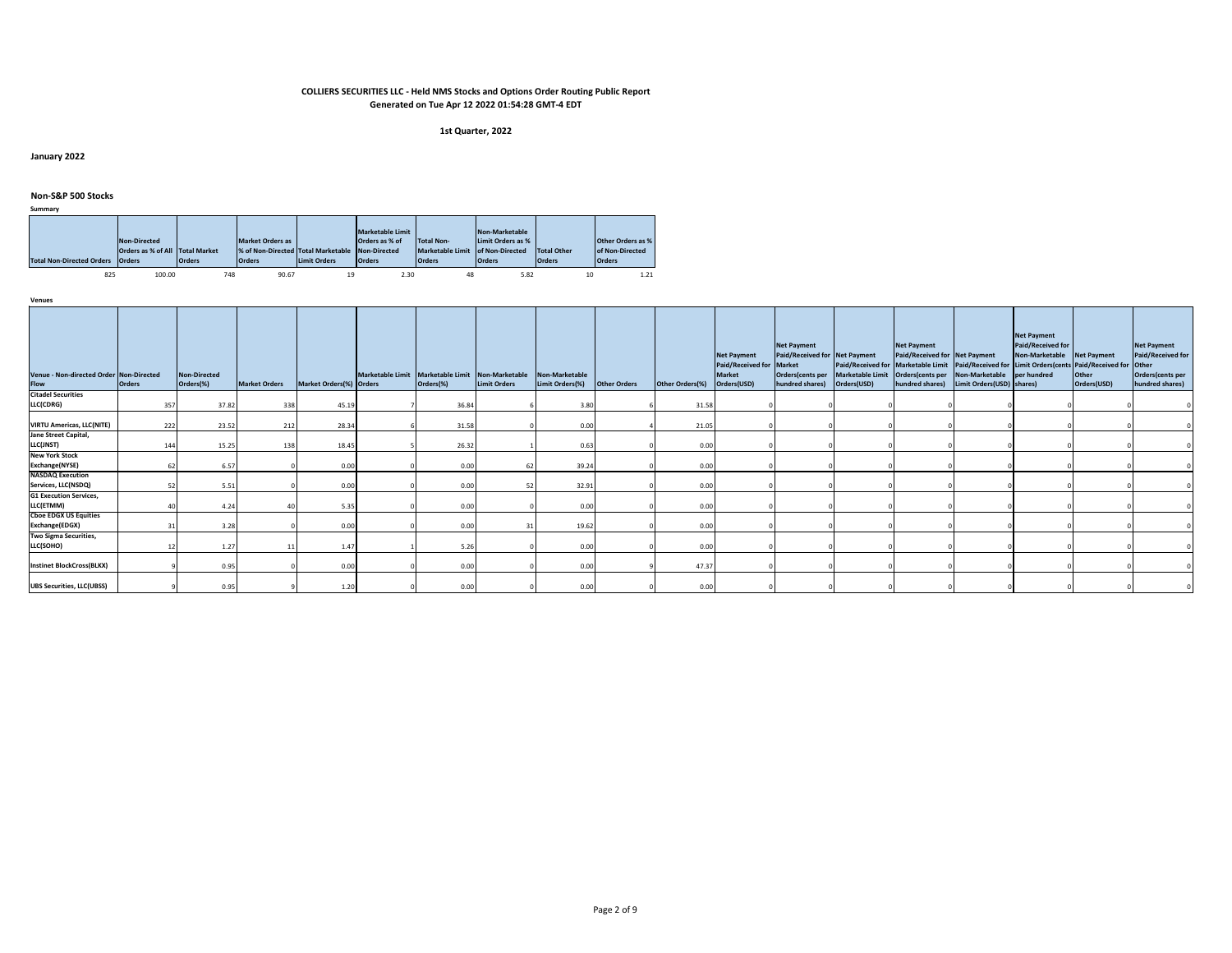**COLLIERS SECURITIES LLC - Held NMS Stocks and Options Order Routing Public Report**
**Generated on Tue Apr 12 2022 01:54:28 GMT-4 EDT**

**1st Quarter, 2022**

**January 2022**

**Non-S&P 500 Stocks**

**Summary**

| Total Non-Directed Orders | Non-Directed Orders as % of All Orders | Total Market Orders | Market Orders as % of Non-Directed Orders | Total Marketable Limit Orders | Marketable Limit Orders as % of Non-Directed Orders | Total Non-Marketable Limit Orders | Non-Marketable Limit Orders as % of Non-Directed Orders | Total Other Orders | Other Orders as % of Non-Directed Orders |
|---|---|---|---|---|---|---|---|---|---|
| 825 | 100.00 | 748 | 90.67 | 19 | 2.30 | 48 | 5.82 | 10 | 1.21 |

**Venues**

| Venue - Non-directed Order Flow | Non-Directed Orders | Non-Directed Orders(%) | Market Orders | Market Orders(%) | Marketable Limit Orders | Marketable Limit Orders(%) | Non-Marketable Limit Orders | Non-Marketable Limit Orders(%) | Other Orders | Other Orders(%) | Net Payment Paid/Received for Market Orders(USD) | Net Payment Paid/Received for Market Orders(cents per hundred shares) | Net Payment Paid/Received for Marketable Limit Orders(USD) | Net Payment Paid/Received for Marketable Limit Orders(cents per hundred shares) | Net Payment Paid/Received for Non-Marketable Limit Orders(USD) | Net Payment Paid/Received for Non-Marketable Limit Orders(cents per hundred shares) | Net Payment Paid/Received for Other Orders(USD) | Net Payment Paid/Received for Other Orders(cents per hundred shares) |
|---|---|---|---|---|---|---|---|---|---|---|---|---|---|---|---|---|---|---|
| Citadel Securities LLC(CDRG) | 357 | 37.82 | 338 | 45.19 | 7 | 36.84 | 6 | 3.80 | 6 | 31.58 | 0 | 0 | 0 | 0 | 0 | 0 | 0 | 0 |
| VIRTU Americas, LLC(NITE) | 222 | 23.52 | 212 | 28.34 | 6 | 31.58 | 0 | 0.00 | 4 | 21.05 | 0 | 0 | 0 | 0 | 0 | 0 | 0 | 0 |
| Jane Street Capital, LLC(JNST) | 144 | 15.25 | 138 | 18.45 | 5 | 26.32 | 1 | 0.63 | 0 | 0.00 | 0 | 0 | 0 | 0 | 0 | 0 | 0 | 0 |
| New York Stock Exchange(NYSE) | 62 | 6.57 | 0 | 0.00 | 0 | 0.00 | 62 | 39.24 | 0 | 0.00 | 0 | 0 | 0 | 0 | 0 | 0 | 0 | 0 |
| NASDAQ Execution Services, LLC(NSDQ) | 52 | 5.51 | 0 | 0.00 | 0 | 0.00 | 52 | 32.91 | 0 | 0.00 | 0 | 0 | 0 | 0 | 0 | 0 | 0 | 0 |
| G1 Execution Services, LLC(ETMM) | 40 | 4.24 | 40 | 5.35 | 0 | 0.00 | 0 | 0.00 | 0 | 0.00 | 0 | 0 | 0 | 0 | 0 | 0 | 0 | 0 |
| Cboe EDGX US Equities Exchange(EDGX) | 31 | 3.28 | 0 | 0.00 | 0 | 0.00 | 31 | 19.62 | 0 | 0.00 | 0 | 0 | 0 | 0 | 0 | 0 | 0 | 0 |
| Two Sigma Securities, LLC(SOHO) | 12 | 1.27 | 11 | 1.47 | 1 | 5.26 | 0 | 0.00 | 0 | 0.00 | 0 | 0 | 0 | 0 | 0 | 0 | 0 | 0 |
| Instinet BlockCross(BLKX) | 9 | 0.95 | 0 | 0.00 | 0 | 0.00 | 0 | 0.00 | 9 | 47.37 | 0 | 0 | 0 | 0 | 0 | 0 | 0 | 0 |
| UBS Securities, LLC(UBSS) | 9 | 0.95 | 9 | 1.20 | 0 | 0.00 | 0 | 0.00 | 0 | 0.00 | 0 | 0 | 0 | 0 | 0 | 0 | 0 | 0 |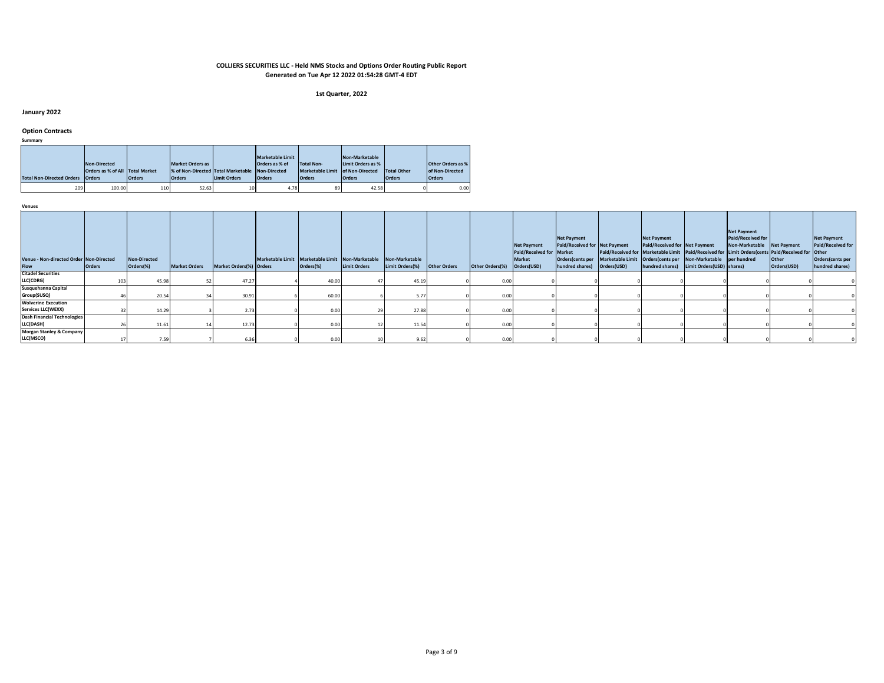**COLLIERS SECURITIES LLC - Held NMS Stocks and Options Order Routing Public Report**
**Generated on Tue Apr 12 2022 01:54:28 GMT-4 EDT**

**1st Quarter, 2022**

## January 2022

### Option Contracts

**Summary**

| Total Non-Directed Orders | Non-Directed Orders as % of All Orders | Total Market Orders | Market Orders as % of Non-Directed Orders | Total Marketable Limit Orders | Marketable Limit Orders as % of Non-Directed Orders | Total Non-Marketable Limit Orders | Non-Marketable Limit Orders as % of Non-Directed Orders | Total Other Orders | Other Orders as % of Non-Directed Orders |
|---|---|---|---|---|---|---|---|---|---|
| 209 | 100.00 | 110 | 52.63 | 10 | 4.78 | 89 | 42.58 | 0 | 0.00 |

**Venues**

| Venue - Non-directed Order Flow | Non-Directed Orders | Non-Directed Orders(%) | Market Orders | Market Orders(%) | Marketable Limit Orders | Marketable Limit Orders(%) | Non-Marketable Limit Orders | Non-Marketable Limit Orders(%) | Other Orders | Other Orders(%) | Net Payment Paid/Received for Market Orders(USD) | Net Payment Paid/Received for Market Orders(cents per hundred shares) | Net Payment Paid/Received for Marketable Limit Orders(USD) | Net Payment Paid/Received for Marketable Limit Orders(cents per hundred shares) | Net Payment Paid/Received for Non-Marketable Limit Orders(USD) | Net Payment Paid/Received for Non-Marketable Limit Orders(cents per hundred shares) | Net Payment Paid/Received for Other Orders(USD) | Net Payment Paid/Received for Other Orders(cents per hundred shares) |
|---|---|---|---|---|---|---|---|---|---|---|---|---|---|---|---|---|---|---|
| Citadel Securities LLC(CDRG) | 103 | 45.98 | 52 | 47.27 | 4 | 40.00 | 47 | 45.19 | 0 | 0.00 | 0 | 0 | 0 | 0 | 0 | 0 | 0 | 0 |
| Susquehanna Capital Group(SUSQ) | 46 | 20.54 | 34 | 30.91 | 6 | 60.00 | 6 | 5.77 | 0 | 0.00 | 0 | 0 | 0 | 0 | 0 | 0 | 0 | 0 |
| Wolverine Execution Services LLC(WEXX) | 32 | 14.29 | 3 | 2.73 | 0 | 0.00 | 29 | 27.88 | 0 | 0.00 | 0 | 0 | 0 | 0 | 0 | 0 | 0 | 0 |
| Dash Financial Technologies LLC(DASH) | 26 | 11.61 | 14 | 12.73 | 0 | 0.00 | 12 | 11.54 | 0 | 0.00 | 0 | 0 | 0 | 0 | 0 | 0 | 0 | 0 |
| Morgan Stanley & Company LLC(MSCO) | 17 | 7.59 | 7 | 6.36 | 0 | 0.00 | 10 | 9.62 | 0 | 0.00 | 0 | 0 | 0 | 0 | 0 | 0 | 0 | 0 |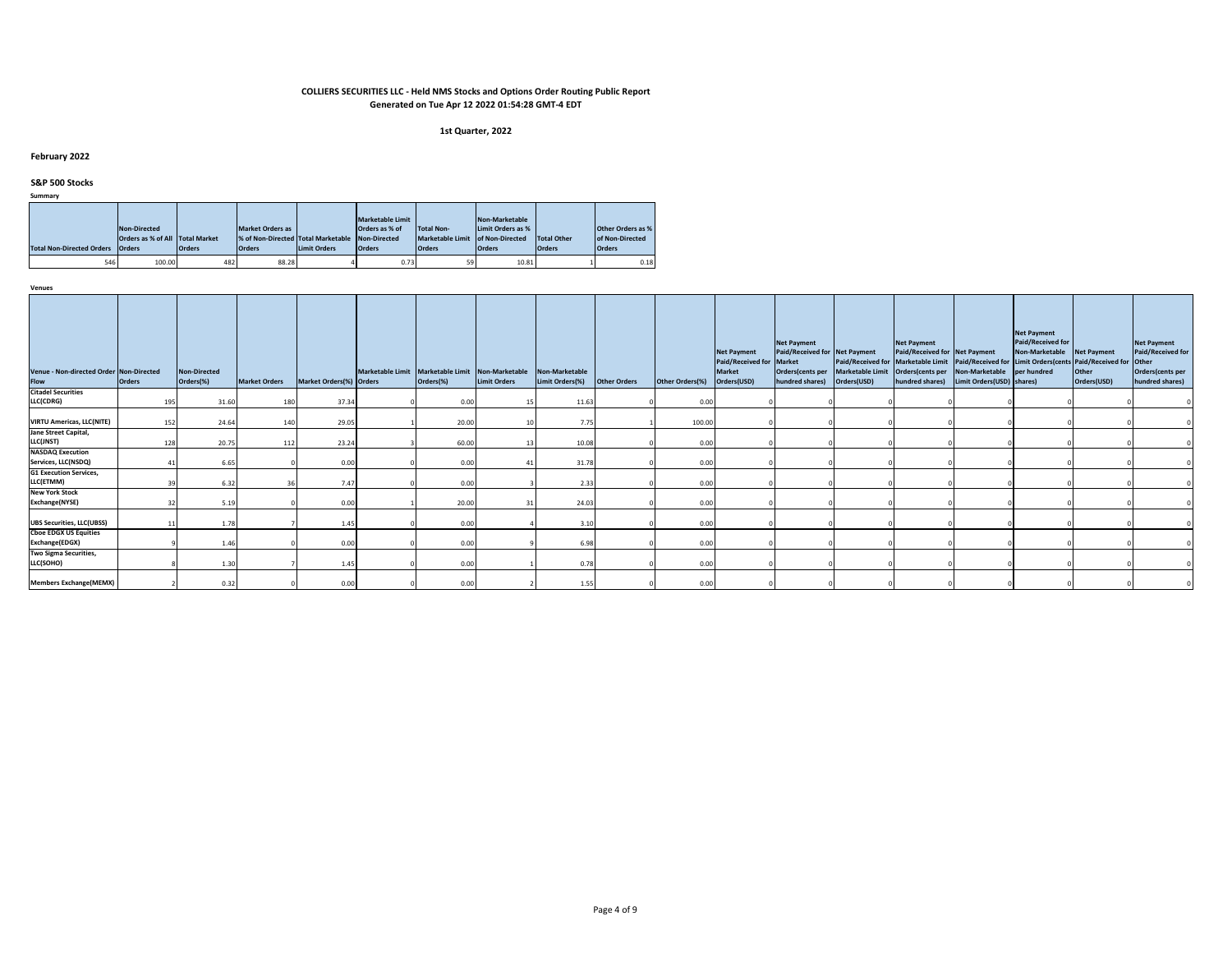**COLLIERS SECURITIES LLC - Held NMS Stocks and Options Order Routing Public Report**
**Generated on Tue Apr 12 2022 01:54:28 GMT-4 EDT**

**1st Quarter, 2022**

## February 2022

### S&P 500 Stocks

**Summary**

| Total Non-Directed Orders | Non-Directed Orders as % of All Orders | Total Market Orders | Market Orders as % of Non-Directed Orders | Total Marketable Limit Orders | Marketable Limit Orders as % of Non-Directed Orders | Total Non-Marketable Limit Orders | Non-Marketable Limit Orders as % of Non-Directed Orders | Total Other Orders | Other Orders as % of Non-Directed Orders |
|---|---|---|---|---|---|---|---|---|---|
| 546 | 100.00 | 482 | 88.28 | 4 | 0.73 | 59 | 10.81 | 1 | 0.18 |

**Venues**

| Venue - Non-directed Order Flow | Non-Directed Orders | Non-Directed Orders(%) | Market Orders | Market Orders(%) | Marketable Limit Orders | Marketable Limit Orders(%) | Non-Marketable Limit Orders | Non-Marketable Limit Orders(%) | Other Orders | Other Orders(%) | Net Payment Paid/Received for Market Orders(USD) | Net Payment Paid/Received for Market Orders(cents per hundred shares) | Net Payment Paid/Received for Marketable Limit Orders(USD) | Net Payment Paid/Received for Marketable Limit Orders(cents per hundred shares) | Net Payment Paid/Received for Non-Marketable Limit Orders(USD) | Net Payment Paid/Received for Non-Marketable Limit Orders(cents per hundred shares) | Net Payment Paid/Received for Other Orders(USD) | Net Payment Paid/Received for Other Orders(cents per hundred shares) |
|---|---|---|---|---|---|---|---|---|---|---|---|---|---|---|---|---|---|---|
| Citadel Securities LLC(CDRG) | 195 | 31.60 | 180 | 37.34 | 0 | 0.00 | 15 | 11.63 | 0 | 0.00 | 0 | 0 | 0 | 0 | 0 | 0 | 0 | 0 |
| VIRTU Americas, LLC(NITE) | 152 | 24.64 | 140 | 29.05 | 1 | 20.00 | 10 | 7.75 | 1 | 100.00 | 0 | 0 | 0 | 0 | 0 | 0 | 0 | 0 |
| Jane Street Capital, LLC(JNST) | 128 | 20.75 | 112 | 23.24 | 3 | 60.00 | 13 | 10.08 | 0 | 0.00 | 0 | 0 | 0 | 0 | 0 | 0 | 0 | 0 |
| NASDAQ Execution Services, LLC(NSDQ) | 41 | 6.65 | 0 | 0.00 | 0 | 0.00 | 41 | 31.78 | 0 | 0.00 | 0 | 0 | 0 | 0 | 0 | 0 | 0 | 0 |
| G1 Execution Services, LLC(ETMM) | 39 | 6.32 | 36 | 7.47 | 0 | 0.00 | 3 | 2.33 | 0 | 0.00 | 0 | 0 | 0 | 0 | 0 | 0 | 0 | 0 |
| New York Stock Exchange(NYSE) | 32 | 5.19 | 0 | 0.00 | 1 | 20.00 | 31 | 24.03 | 0 | 0.00 | 0 | 0 | 0 | 0 | 0 | 0 | 0 | 0 |
| UBS Securities, LLC(UBSS) | 11 | 1.78 | 7 | 1.45 | 0 | 0.00 | 4 | 3.10 | 0 | 0.00 | 0 | 0 | 0 | 0 | 0 | 0 | 0 | 0 |
| Cboe EDGX US Equities Exchange(EDGX) | 9 | 1.46 | 0 | 0.00 | 0 | 0.00 | 9 | 6.98 | 0 | 0.00 | 0 | 0 | 0 | 0 | 0 | 0 | 0 | 0 |
| Two Sigma Securities, LLC(SOHO) | 8 | 1.30 | 7 | 1.45 | 0 | 0.00 | 1 | 0.78 | 0 | 0.00 | 0 | 0 | 0 | 0 | 0 | 0 | 0 | 0 |
| Members Exchange(MEMX) | 2 | 0.32 | 0 | 0.00 | 0 | 0.00 | 2 | 1.55 | 0 | 0.00 | 0 | 0 | 0 | 0 | 0 | 0 | 0 | 0 |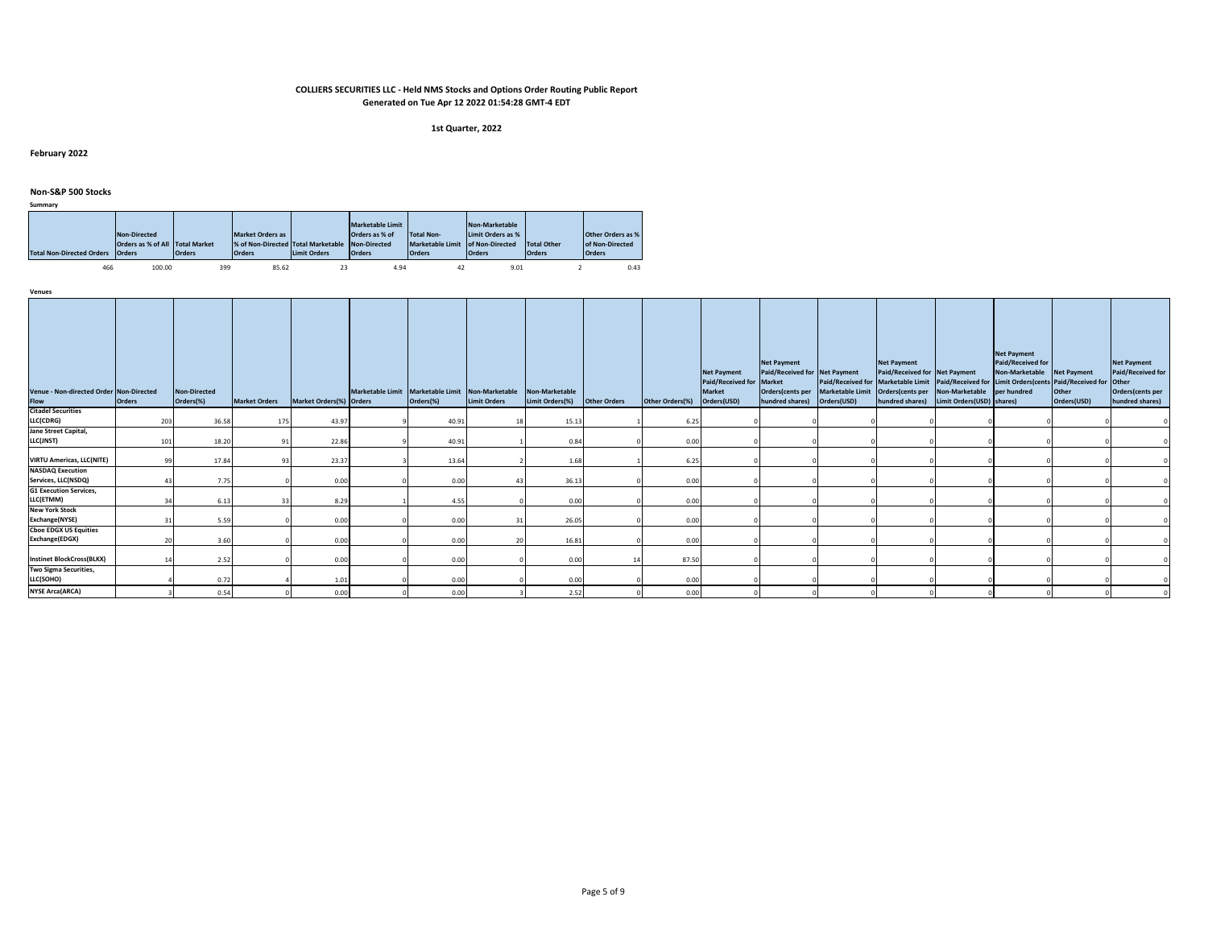**COLLIERS SECURITIES LLC - Held NMS Stocks and Options Order Routing Public Report**
**Generated on Tue Apr 12 2022 01:54:28 GMT-4 EDT**

**1st Quarter, 2022**

## February 2022

### Non-S&P 500 Stocks

**Summary**

| Total Non-Directed Orders | Non-Directed Orders as % of All Orders | Total Market Orders | Market Orders as % of Non-Directed Orders | Total Marketable Limit Orders | Marketable Limit Orders as % of Non-Directed Orders | Total Non-Marketable Limit Orders | Non-Marketable Limit Orders as % of Non-Directed Orders | Total Other Orders | Other Orders as % of Non-Directed Orders |
|---|---|---|---|---|---|---|---|---|---|
| 466 | 100.00 | 399 | 85.62 | 23 | 4.94 | 42 | 9.01 | 2 | 0.43 |

**Venues**

| Venue - Non-directed Order Flow | Non-Directed Orders | Non-Directed Orders(%) | Market Orders | Market Orders(%) | Marketable Limit Orders | Marketable Limit Orders(%) | Non-Marketable Limit Orders | Non-Marketable Limit Orders(%) | Other Orders | Other Orders(%) | Net Payment Paid/Received for Market Orders(USD) | Net Payment Paid/Received for Market Orders(cents per hundred shares) | Net Payment Paid/Received for Marketable Limit Orders(USD) | Net Payment Paid/Received for Marketable Limit Orders(cents per hundred shares) | Net Payment Paid/Received for Non-Marketable Limit Orders(USD) | Net Payment Paid/Received for Non-Marketable Limit Orders(cents per hundred shares) | Net Payment Paid/Received for Other Orders(USD) | Net Payment Paid/Received for Other Orders(cents per hundred shares) |
|---|---|---|---|---|---|---|---|---|---|---|---|---|---|---|---|---|---|---|
| Citadel Securities LLC(CDRG) | 203 | 36.58 | 175 | 43.97 | 9 | 40.91 | 18 | 15.13 | 1 | 6.25 | 0 | 0 | 0 | 0 | 0 | 0 | 0 | 0 |
| Jane Street Capital, LLC(JNST) | 101 | 18.20 | 91 | 22.86 | 9 | 40.91 | 1 | 0.84 | 0 | 0.00 | 0 | 0 | 0 | 0 | 0 | 0 | 0 | 0 |
| VIRTU Americas, LLC(NITE) | 99 | 17.84 | 93 | 23.37 | 3 | 13.64 | 2 | 1.68 | 1 | 6.25 | 0 | 0 | 0 | 0 | 0 | 0 | 0 | 0 |
| NASDAQ Execution Services, LLC(NSDQ) | 43 | 7.75 | 0 | 0.00 | 0 | 0.00 | 43 | 36.13 | 0 | 0.00 | 0 | 0 | 0 | 0 | 0 | 0 | 0 | 0 |
| G1 Execution Services, LLC(ETMM) | 34 | 6.13 | 33 | 8.29 | 1 | 4.55 | 0 | 0.00 | 0 | 0.00 | 0 | 0 | 0 | 0 | 0 | 0 | 0 | 0 |
| New York Stock Exchange(NYSE) | 31 | 5.59 | 0 | 0.00 | 0 | 0.00 | 31 | 26.05 | 0 | 0.00 | 0 | 0 | 0 | 0 | 0 | 0 | 0 | 0 |
| Cboe EDGX US Equities Exchange(EDGX) | 20 | 3.60 | 0 | 0.00 | 0 | 0.00 | 20 | 16.81 | 0 | 0.00 | 0 | 0 | 0 | 0 | 0 | 0 | 0 | 0 |
| Instinet BlockCross(BLKX) | 14 | 2.52 | 0 | 0.00 | 0 | 0.00 | 0 | 0.00 | 14 | 87.50 | 0 | 0 | 0 | 0 | 0 | 0 | 0 | 0 |
| Two Sigma Securities, LLC(SOHO) | 4 | 0.72 | 4 | 1.01 | 0 | 0.00 | 0 | 0.00 | 0 | 0.00 | 0 | 0 | 0 | 0 | 0 | 0 | 0 | 0 |
| NYSE Arca(ARCA) | 3 | 0.54 | 0 | 0.00 | 0 | 0.00 | 3 | 2.52 | 0 | 0.00 | 0 | 0 | 0 | 0 | 0 | 0 | 0 | 0 |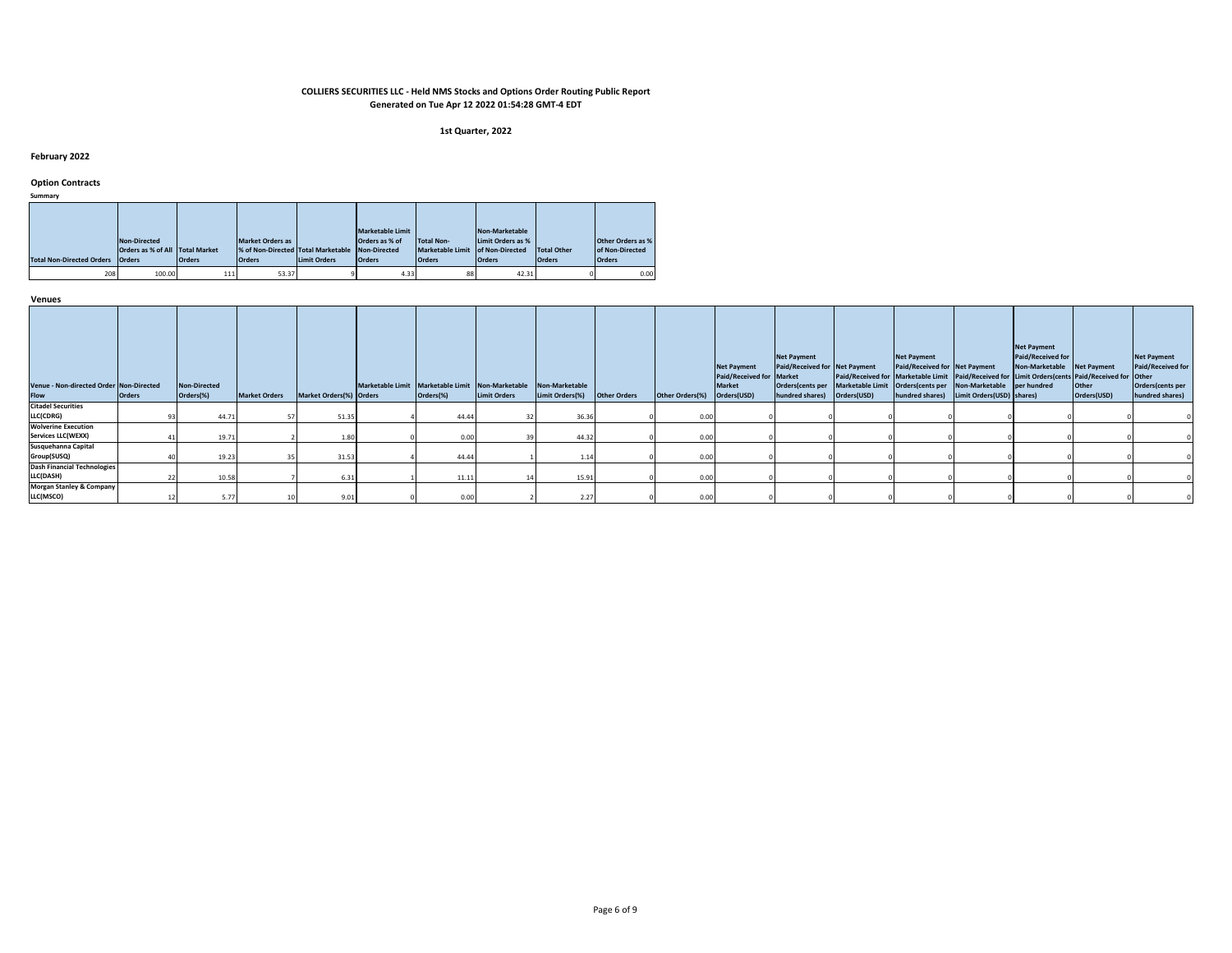**COLLIERS SECURITIES LLC - Held NMS Stocks and Options Order Routing Public Report**
**Generated on Tue Apr 12 2022 01:54:28 GMT-4 EDT**

**1st Quarter, 2022**

## February 2022

### Option Contracts

**Summary**

| Total Non-Directed Orders | Non-Directed Orders as % of All Orders | Total Market Orders | Market Orders as % of Non-Directed Orders | Total Marketable Limit Orders | Marketable Limit Orders as % of Non-Directed Orders | Total Non-Marketable Limit Orders | Non-Marketable Limit Orders as % of Non-Directed Orders | Total Other Orders | Other Orders as % of Non-Directed Orders |
|---|---|---|---|---|---|---|---|---|---|
| 208 | 100.00 | 111 | 53.37 | 9 | 4.33 | 88 | 42.31 | 0 | 0.00 |

**Venues**

| Venue - Non-directed Order Flow | Non-Directed Orders | Non-Directed Orders(%) | Market Orders | Market Orders(%) | Marketable Limit Orders | Marketable Limit Orders(%) | Non-Marketable Limit Orders | Non-Marketable Limit Orders(%) | Other Orders | Other Orders(%) | Net Payment Paid/Received for Market Orders(USD) | Net Payment Paid/Received for Market Orders(cents per hundred shares) | Net Payment Paid/Received for Marketable Limit Orders(USD) | Net Payment Paid/Received for Marketable Limit Orders(cents per hundred shares) | Net Payment Paid/Received for Non-Marketable Limit Orders(USD) | Net Payment Paid/Received for Non-Marketable Limit Orders(cents per hundred shares) | Net Payment Paid/Received for Other Orders(USD) | Net Payment Paid/Received for Other Orders(cents per hundred shares) |
|---|---|---|---|---|---|---|---|---|---|---|---|---|---|---|---|---|---|---|
| Citadel Securities LLC(CDRG) | 93 | 44.71 | 57 | 51.35 | 4 | 44.44 | 32 | 36.36 | 0 | 0.00 | 0 | 0 | 0 | 0 | 0 | 0 | 0 | 0 |
| Wolverine Execution Services LLC(WEXX) | 41 | 19.71 | 2 | 1.80 | 0 | 0.00 | 39 | 44.32 | 0 | 0.00 | 0 | 0 | 0 | 0 | 0 | 0 | 0 | 0 |
| Susquehanna Capital Group(SUSQ) | 40 | 19.23 | 35 | 31.53 | 4 | 44.44 | 1 | 1.14 | 0 | 0.00 | 0 | 0 | 0 | 0 | 0 | 0 | 0 | 0 |
| Dash Financial Technologies LLC(DASH) | 22 | 10.58 | 7 | 6.31 | 1 | 11.11 | 14 | 15.91 | 0 | 0.00 | 0 | 0 | 0 | 0 | 0 | 0 | 0 | 0 |
| Morgan Stanley & Company LLC(MSCO) | 12 | 5.77 | 10 | 9.01 | 0 | 0.00 | 2 | 2.27 | 0 | 0.00 | 0 | 0 | 0 | 0 | 0 | 0 | 0 | 0 |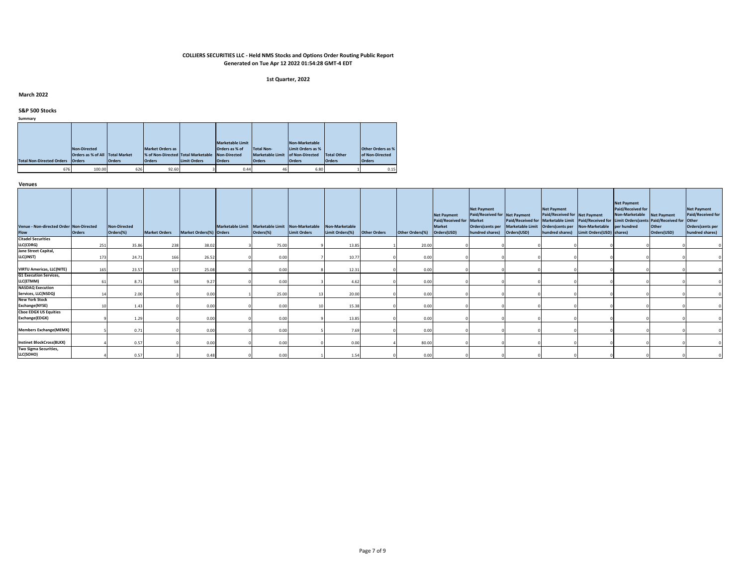**COLLIERS SECURITIES LLC - Held NMS Stocks and Options Order Routing Public Report**
**Generated on Tue Apr 12 2022 01:54:28 GMT-4 EDT**

**1st Quarter, 2022**

### March 2022

### S&P 500 Stocks

**Summary**

| Total Non-Directed Orders | Non-Directed Orders as % of All Orders | Total Market Orders | Market Orders as % of Non-Directed Orders | Total Marketable Limit Orders | Marketable Limit Orders as % of Non-Directed Orders | Total Non-Marketable Limit Orders | Non-Marketable Limit Orders as % of Non-Directed Orders | Total Other Orders | Other Orders as % of Non-Directed Orders |
|---|---|---|---|---|---|---|---|---|---|
| 676 | 100.00 | 626 | 92.60 | 3 | 0.44 | 46 | 6.80 | 1 | 0.15 |

**Venues**

| Venue - Non-directed Order Flow | Non-Directed Orders | Non-Directed Orders(%) | Market Orders | Market Orders(%) | Marketable Limit Orders | Marketable Limit Orders(%) | Non-Marketable Limit Orders | Non-Marketable Limit Orders(%) | Other Orders | Other Orders(%) | Net Payment Paid/Received for Market Orders(USD) | Net Payment Paid/Received for Market Orders(cents per hundred shares) | Net Payment Paid/Received for Marketable Limit Orders(USD) | Net Payment Paid/Received for Marketable Limit Orders(cents per hundred shares) | Net Payment Paid/Received for Non-Marketable Limit Orders(USD) | Net Payment Paid/Received for Non-Marketable Limit Orders(cents per hundred shares) | Net Payment Paid/Received for Other Orders(USD) | Net Payment Paid/Received for Other Orders(cents per hundred shares) |
|---|---|---|---|---|---|---|---|---|---|---|---|---|---|---|---|---|---|---|
| Citadel Securities LLC(CDRG) | 251 | 35.86 | 238 | 38.02 | 3 | 75.00 | 9 | 13.85 | 1 | 20.00 | 0 | 0 | 0 | 0 | 0 | 0 | 0 | 0 |
| Jane Street Capital, LLC(JNST) | 173 | 24.71 | 166 | 26.52 | 0 | 0.00 | 7 | 10.77 | 0 | 0.00 | 0 | 0 | 0 | 0 | 0 | 0 | 0 | 0 |
| VIRTU Americas, LLC(NITE) | 165 | 23.57 | 157 | 25.08 | 0 | 0.00 | 8 | 12.31 | 0 | 0.00 | 0 | 0 | 0 | 0 | 0 | 0 | 0 | 0 |
| G1 Execution Services, LLC(ETMM) | 61 | 8.71 | 58 | 9.27 | 0 | 0.00 | 3 | 4.62 | 0 | 0.00 | 0 | 0 | 0 | 0 | 0 | 0 | 0 | 0 |
| NASDAQ Execution Services, LLC(NSDQ) | 14 | 2.00 | 0 | 0.00 | 1 | 25.00 | 13 | 20.00 | 0 | 0.00 | 0 | 0 | 0 | 0 | 0 | 0 | 0 | 0 |
| New York Stock Exchange(NYSE) | 10 | 1.43 | 0 | 0.00 | 0 | 0.00 | 10 | 15.38 | 0 | 0.00 | 0 | 0 | 0 | 0 | 0 | 0 | 0 | 0 |
| Cboe EDGX US Equities Exchange(EDGX) | 9 | 1.29 | 0 | 0.00 | 0 | 0.00 | 9 | 13.85 | 0 | 0.00 | 0 | 0 | 0 | 0 | 0 | 0 | 0 | 0 |
| Members Exchange(MEMX) | 5 | 0.71 | 0 | 0.00 | 0 | 0.00 | 5 | 7.69 | 0 | 0.00 | 0 | 0 | 0 | 0 | 0 | 0 | 0 | 0 |
| Instinet BlockCross(BLKX) | 4 | 0.57 | 0 | 0.00 | 0 | 0.00 | 0 | 0.00 | 4 | 80.00 | 0 | 0 | 0 | 0 | 0 | 0 | 0 | 0 |
| Two Sigma Securities, LLC(SOHO) | 4 | 0.57 | 3 | 0.48 | 0 | 0.00 | 1 | 1.54 | 0 | 0.00 | 0 | 0 | 0 | 0 | 0 | 0 | 0 | 0 |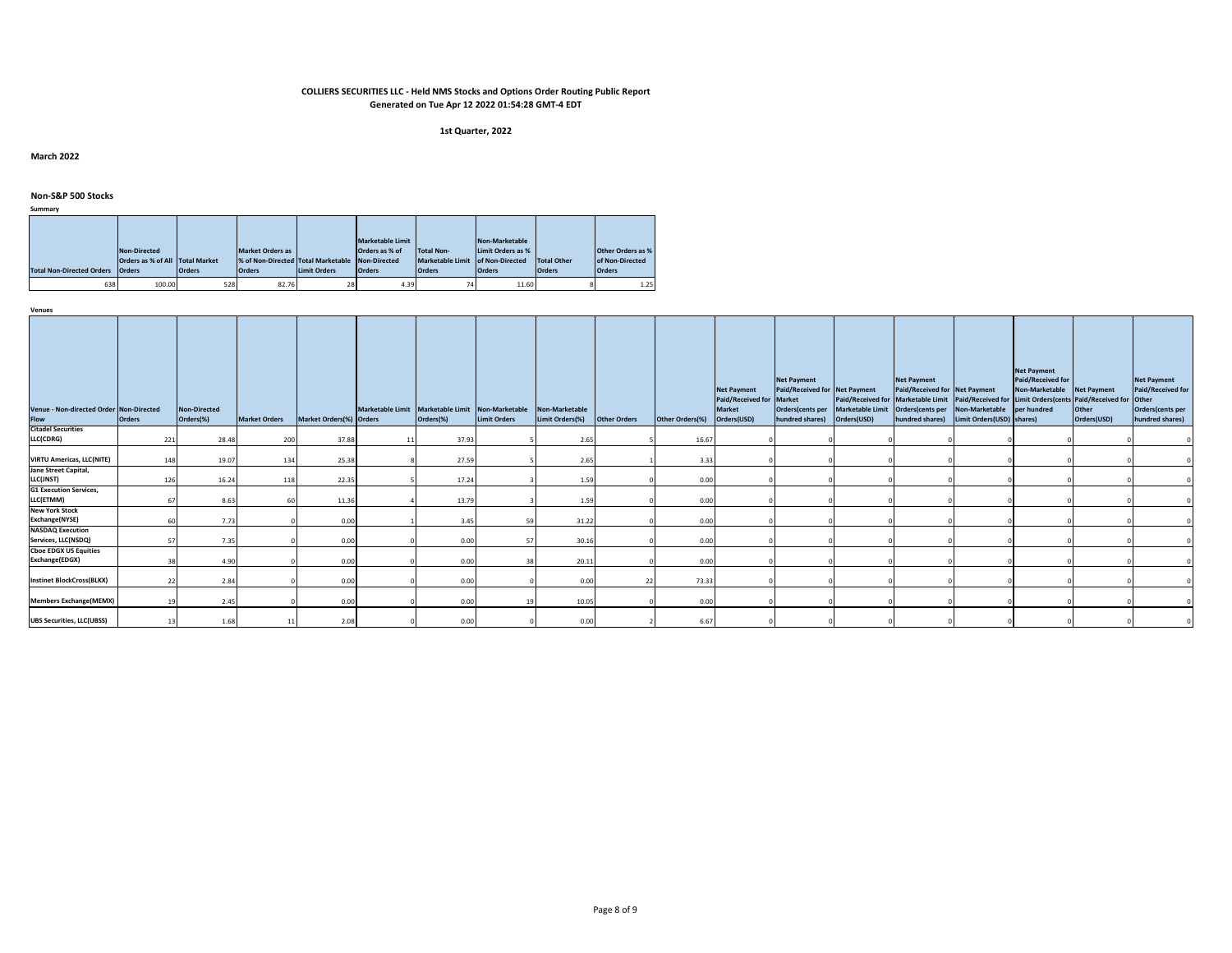**COLLIERS SECURITIES LLC - Held NMS Stocks and Options Order Routing Public Report**
**Generated on Tue Apr 12 2022 01:54:28 GMT-4 EDT**

**1st Quarter, 2022**

**March 2022**

**Non-S&P 500 Stocks**

**Summary**

| Total Non-Directed Orders | Non-Directed Orders as % of All Orders | Total Market Orders | Market Orders as % of Non-Directed Orders | Total Marketable Limit Orders | Marketable Limit Orders as % of Non-Directed Orders | Total Non-Marketable Limit Orders | Non-Marketable Limit Orders as % of Non-Directed Orders | Total Other Orders | Other Orders as % of Non-Directed Orders |
|---|---|---|---|---|---|---|---|---|---|
| 638 | 100.00 | 528 | 82.76 | 28 | 4.39 | 74 | 11.60 | 8 | 1.25 |

**Venues**

| Venue - Non-directed Order Flow | Non-Directed Orders | Non-Directed Orders(%) | Market Orders | Market Orders(%) | Marketable Limit Orders | Marketable Limit Orders(%) | Non-Marketable Limit Orders | Non-Marketable Limit Orders(%) | Other Orders | Other Orders(%) | Net Payment Paid/Received for Market Orders(USD) | Net Payment Paid/Received for Market Orders(cents per hundred shares) | Net Payment Paid/Received for Marketable Limit Orders(USD) | Net Payment Paid/Received for Marketable Limit Orders(cents per hundred shares) | Net Payment Paid/Received for Non-Marketable Limit Orders(USD) | Net Payment Paid/Received for Non-Marketable Limit Orders(cents per hundred shares) | Net Payment Paid/Received for Other Orders(USD) | Net Payment Paid/Received for Other Orders(cents per hundred shares) |
|---|---|---|---|---|---|---|---|---|---|---|---|---|---|---|---|---|---|---|
| Citadel Securities LLC(CDRG) | 221 | 28.48 | 200 | 37.88 | 11 | 37.93 | 5 | 2.65 | 5 | 16.67 | 0 | 0 | 0 | 0 | 0 | 0 | 0 | 0 |
| VIRTU Americas, LLC(NITE) | 148 | 19.07 | 134 | 25.38 | 8 | 27.59 | 5 | 2.65 | 1 | 3.33 | 0 | 0 | 0 | 0 | 0 | 0 | 0 | 0 |
| Jane Street Capital, LLC(JNST) | 126 | 16.24 | 118 | 22.35 | 5 | 17.24 | 3 | 1.59 | 0 | 0.00 | 0 | 0 | 0 | 0 | 0 | 0 | 0 | 0 |
| G1 Execution Services, LLC(ETMM) | 67 | 8.63 | 60 | 11.36 | 4 | 13.79 | 3 | 1.59 | 0 | 0.00 | 0 | 0 | 0 | 0 | 0 | 0 | 0 | 0 |
| New York Stock Exchange(NYSE) | 60 | 7.73 | 0 | 0.00 | 1 | 3.45 | 59 | 31.22 | 0 | 0.00 | 0 | 0 | 0 | 0 | 0 | 0 | 0 | 0 |
| NASDAQ Execution Services, LLC(NSDQ) | 57 | 7.35 | 0 | 0.00 | 0 | 0.00 | 57 | 30.16 | 0 | 0.00 | 0 | 0 | 0 | 0 | 0 | 0 | 0 | 0 |
| Cboe EDGX US Equities Exchange(EDGX) | 38 | 4.90 | 0 | 0.00 | 0 | 0.00 | 38 | 20.11 | 0 | 0.00 | 0 | 0 | 0 | 0 | 0 | 0 | 0 | 0 |
| Instinet BlockCross(BLKX) | 22 | 2.84 | 0 | 0.00 | 0 | 0.00 | 0 | 0.00 | 22 | 73.33 | 0 | 0 | 0 | 0 | 0 | 0 | 0 | 0 |
| Members Exchange(MEMX) | 19 | 2.45 | 0 | 0.00 | 0 | 0.00 | 19 | 10.05 | 0 | 0.00 | 0 | 0 | 0 | 0 | 0 | 0 | 0 | 0 |
| UBS Securities, LLC(UBSS) | 13 | 1.68 | 11 | 2.08 | 0 | 0.00 | 0 | 0.00 | 2 | 6.67 | 0 | 0 | 0 | 0 | 0 | 0 | 0 | 0 |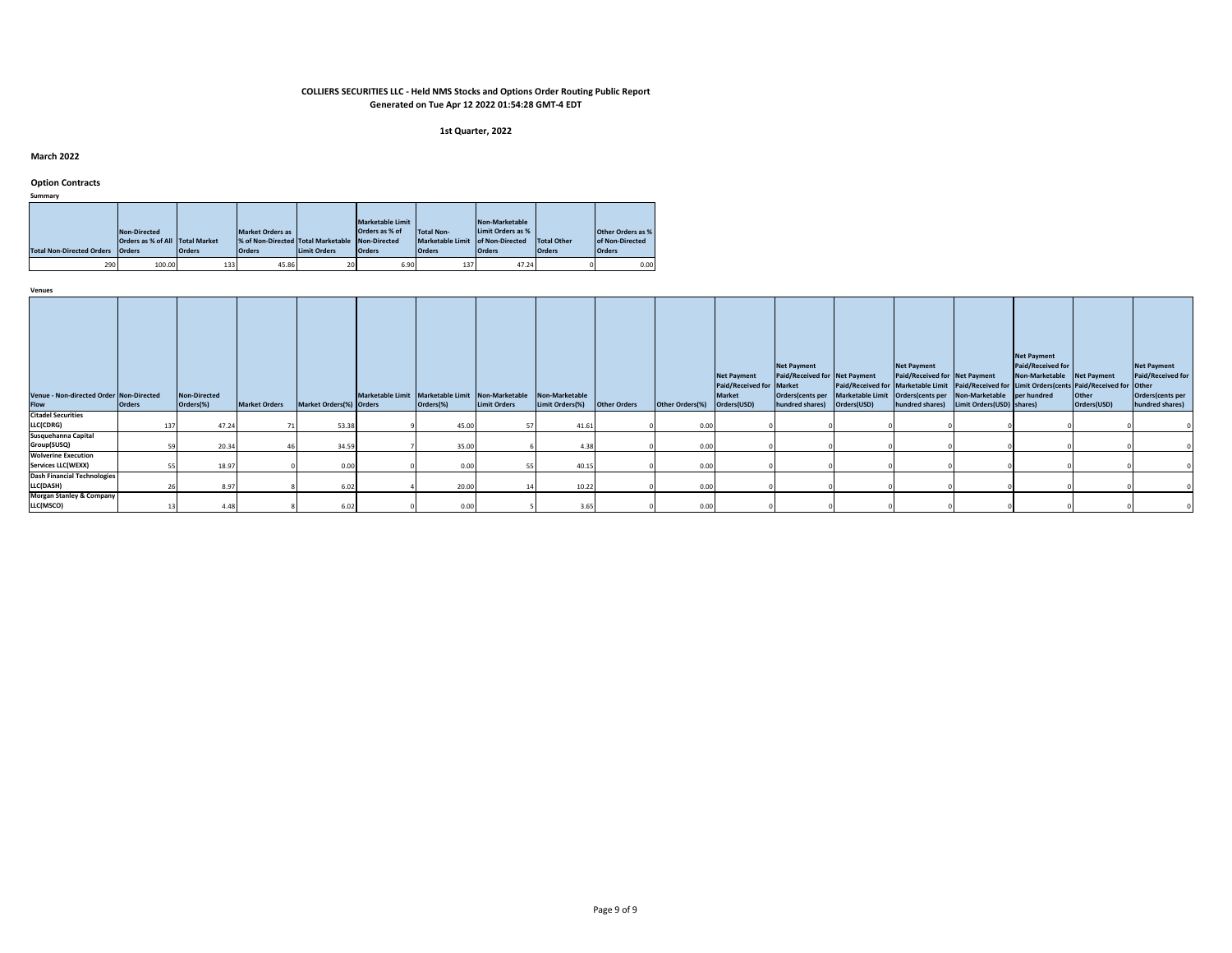# COLLIERS SECURITIES LLC - Held NMS Stocks and Options Order Routing Public Report
**Generated on Tue Apr 12 2022 01:54:28 GMT-4 EDT**

**1st Quarter, 2022**

## March 2022

### Option Contracts

**Summary**

| Total Non-Directed Orders | Non-Directed Orders as % of All Orders | Total Market Orders | Market Orders as % of Non-Directed Orders | Total Marketable Limit Orders | Marketable Limit Orders as % of Non-Directed Orders | Total Non-Marketable Limit Orders | Non-Marketable Limit Orders as % of Non-Directed Orders | Total Other Orders | Other Orders as % of Non-Directed Orders |
|---|---|---|---|---|---|---|---|---|---|
| 290 | 100.00 | 133 | 45.86 | 20 | 6.90 | 137 | 47.24 | 0 | 0.00 |

**Venues**

| Venue - Non-directed Order Flow | Non-Directed Orders | Non-Directed Orders(%) | Market Orders | Market Orders(%) | Marketable Limit Orders | Marketable Limit Orders(%) | Non-Marketable Limit Orders | Non-Marketable Limit Orders(%) | Other Orders | Other Orders(%) | Net Payment Paid/Received for Market Orders(USD) | Net Payment Paid/Received for Market Orders(cents per hundred shares) | Net Payment Paid/Received for Marketable Limit Orders(USD) | Net Payment Paid/Received for Marketable Limit Orders(cents per hundred shares) | Net Payment Paid/Received for Non-Marketable Limit Orders(USD) | Net Payment Paid/Received for Non-Marketable Limit Orders(cents per hundred shares) | Net Payment Paid/Received for Other Orders(USD) | Net Payment Paid/Received for Other Orders(cents per hundred shares) |
|---|---|---|---|---|---|---|---|---|---|---|---|---|---|---|---|---|---|---|
| Citadel Securities LLC(CDRG) | 137 | 47.24 | 71 | 53.38 | 9 | 45.00 | 57 | 41.61 | 0 | 0.00 | 0 | 0 | 0 | 0 | 0 | 0 | 0 | 0 |
| Susquehanna Capital Group(SUSQ) | 59 | 20.34 | 46 | 34.59 | 7 | 35.00 | 6 | 4.38 | 0 | 0.00 | 0 | 0 | 0 | 0 | 0 | 0 | 0 | 0 |
| Wolverine Execution Services LLC(WEXX) | 55 | 18.97 | 0 | 0.00 | 0 | 0.00 | 55 | 40.15 | 0 | 0.00 | 0 | 0 | 0 | 0 | 0 | 0 | 0 | 0 |
| Dash Financial Technologies LLC(DASH) | 26 | 8.97 | 8 | 6.02 | 4 | 20.00 | 14 | 10.22 | 0 | 0.00 | 0 | 0 | 0 | 0 | 0 | 0 | 0 | 0 |
| Morgan Stanley & Company LLC(MSCO) | 13 | 4.48 | 8 | 6.02 | 0 | 0.00 | 5 | 3.65 | 0 | 0.00 | 0 | 0 | 0 | 0 | 0 | 0 | 0 | 0 |